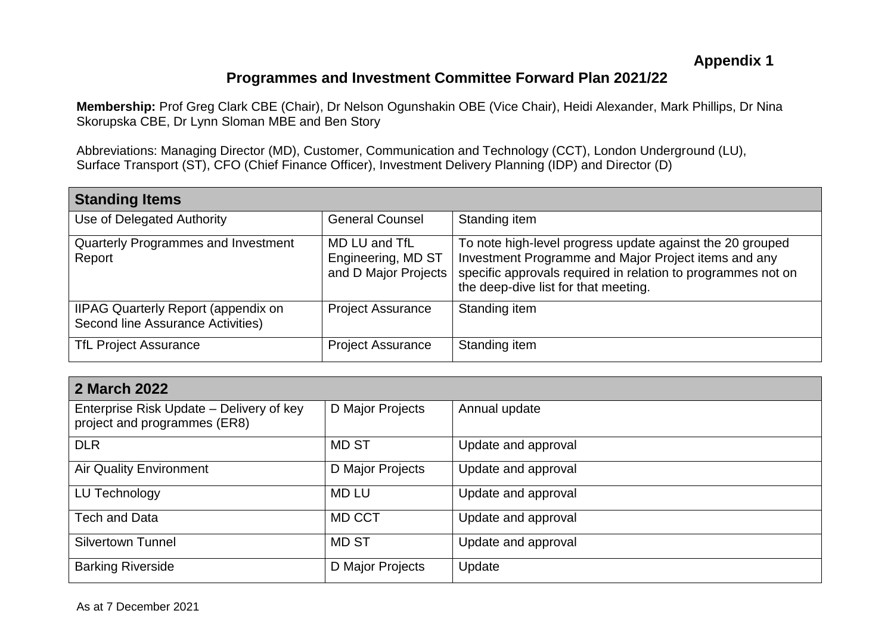**Appendix 1**

# Programmes and Investment Committee Forward Plan 2021/22

**Membership:** Prof Greg Clark CBE (Chair), Dr Nelson Ogunshakin OBE (Vice Chair), Heidi Alexander, Mark Phillips, Dr Nina Skorupska CBE, Dr Lynn Sloman MBE and Ben Story

Abbreviations: Managing Director (MD), Customer, Communication and Technology (CCT), London Underground (LU), Surface Transport (ST), CFO (Chief Finance Officer), Investment Delivery Planning (IDP) and Director (D)

| **Standing Items** | | |
|---|---|---|
| Use of Delegated Authority | General Counsel | Standing item |
| Quarterly Programmes and Investment Report | MD LU and TfL Engineering, MD ST and D Major Projects | To note high-level progress update against the 20 grouped Investment Programme and Major Project items and any specific approvals required in relation to programmes not on the deep-dive list for that meeting. |
| IIPAG Quarterly Report (appendix on Second line Assurance Activities) | Project Assurance | Standing item |
| TfL Project Assurance | Project Assurance | Standing item |

| **2 March 2022** | | |
|---|---|---|
| Enterprise Risk Update – Delivery of key project and programmes (ER8) | D Major Projects | Annual update |
| DLR | MD ST | Update and approval |
| Air Quality Environment | D Major Projects | Update and approval |
| LU Technology | MD LU | Update and approval |
| Tech and Data | MD CCT | Update and approval |
| Silvertown Tunnel | MD ST | Update and approval |
| Barking Riverside | D Major Projects | Update |

As at 7 December 2021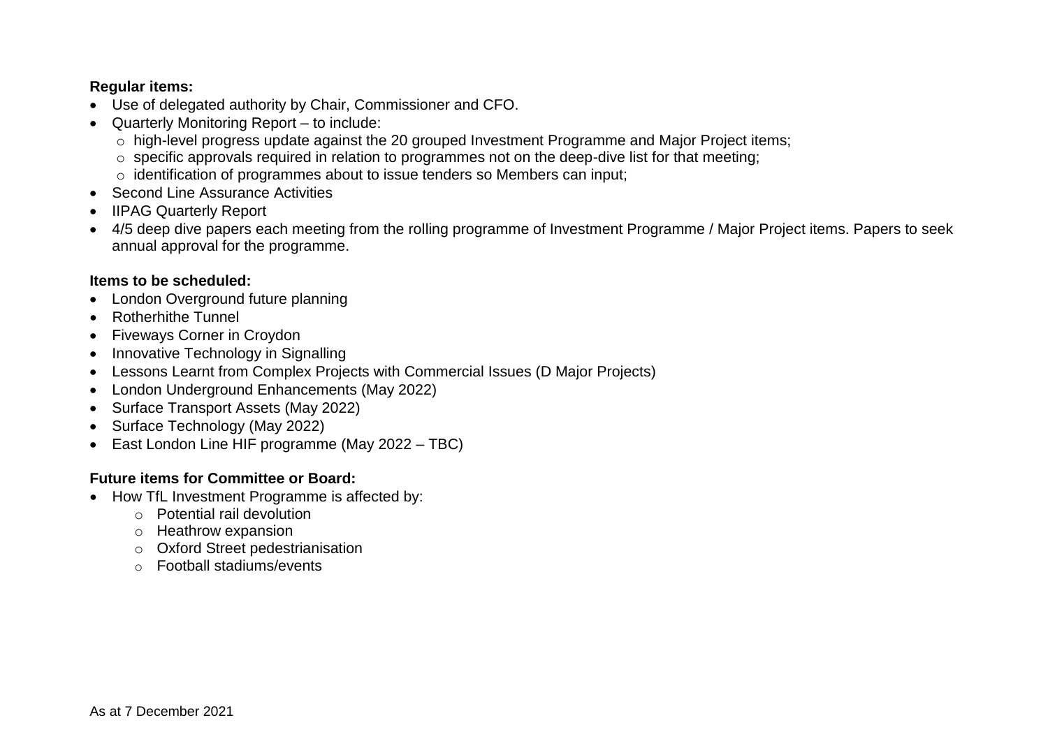**Regular items:**

- Use of delegated authority by Chair, Commissioner and CFO.
- Quarterly Monitoring Report – to include:
  - high-level progress update against the 20 grouped Investment Programme and Major Project items;
  - specific approvals required in relation to programmes not on the deep-dive list for that meeting;
  - identification of programmes about to issue tenders so Members can input;
- Second Line Assurance Activities
- IIPAG Quarterly Report
- 4/5 deep dive papers each meeting from the rolling programme of Investment Programme / Major Project items. Papers to seek annual approval for the programme.

**Items to be scheduled:**

- London Overground future planning
- Rotherhithe Tunnel
- Fiveways Corner in Croydon
- Innovative Technology in Signalling
- Lessons Learnt from Complex Projects with Commercial Issues (D Major Projects)
- London Underground Enhancements (May 2022)
- Surface Transport Assets (May 2022)
- Surface Technology (May 2022)
- East London Line HIF programme (May 2022 – TBC)

**Future items for Committee or Board:**

- How TfL Investment Programme is affected by:
  - Potential rail devolution
  - Heathrow expansion
  - Oxford Street pedestrianisation
  - Football stadiums/events

As at 7 December 2021